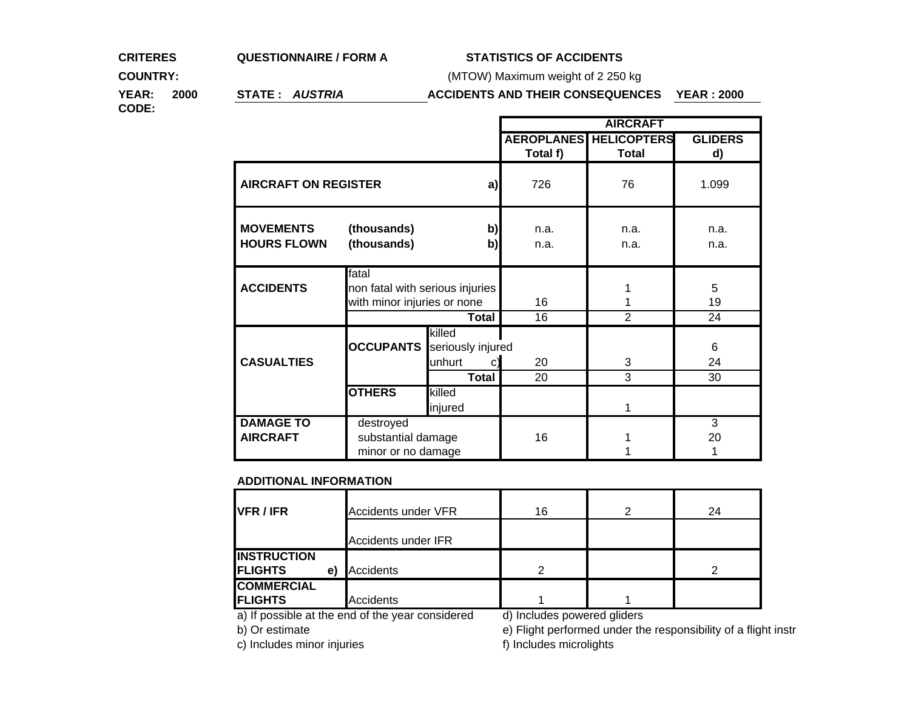**CRITERES** | **QUESTIONNAIRE / FORM A** | **STATISTICS OF ACCIDENTS**

**COUNTRY:** (MTOW) Maximum weight of 2 250 kg

**YEAR: 2000** | **STATE : *AUSTRIA*** | **ACCIDENTS AND THEIR CONSEQUENCES** | **YEAR : 2000**

**CODE:**

| | | | AIRCRAFT | | |
|---|---|---|---|---|---|
| | | | **AEROPLANES Total f)** | **HELICOPTERS Total** | **GLIDERS d)** |
| **AIRCRAFT ON REGISTER** | | **a)** | 726 | 76 | 1.099 |
| **MOVEMENTS** | **(thousands)** | **b)** | n.a. | n.a. | n.a. |
| **HOURS FLOWN** | **(thousands)** | **b)** | n.a. | n.a. | n.a. |
| **ACCIDENTS** | fatal | | | | |
| | non fatal with serious injuries | | | 1 | 5 |
| | with minor injuries or none | | 16 | 1 | 19 |
| | | **Total** | 16 | 2 | 24 |
| **CASUALTIES** | **OCCUPANTS** | killed | | | |
| | | seriously injured | | | 6 |
| | | unhurt c) | 20 | 3 | 24 |
| | | **Total** | 20 | 3 | 30 |
| | **OTHERS** | killed | | | |
| | | injured | | 1 | |
| **DAMAGE TO AIRCRAFT** | destroyed | | | | 3 |
| | substantial damage | | 16 | 1 | 20 |
| | minor or no damage | | | 1 | 1 |

**ADDITIONAL INFORMATION**

| | | Aeroplanes | Helicopters | Gliders |
|---|---|---|---|---|
| **VFR / IFR** | Accidents under VFR | 16 | 2 | 24 |
| | Accidents under IFR | | | |
| **INSTRUCTION FLIGHTS e)** | Accidents | 2 | | 2 |
| **COMMERCIAL FLIGHTS** | Accidents | 1 | 1 | |

a) If possible at the end of the year considered

b) Or estimate

c) Includes minor injuries

d) Includes powered gliders

e) Flight performed under the responsibility of a flight instr

f) Includes microlights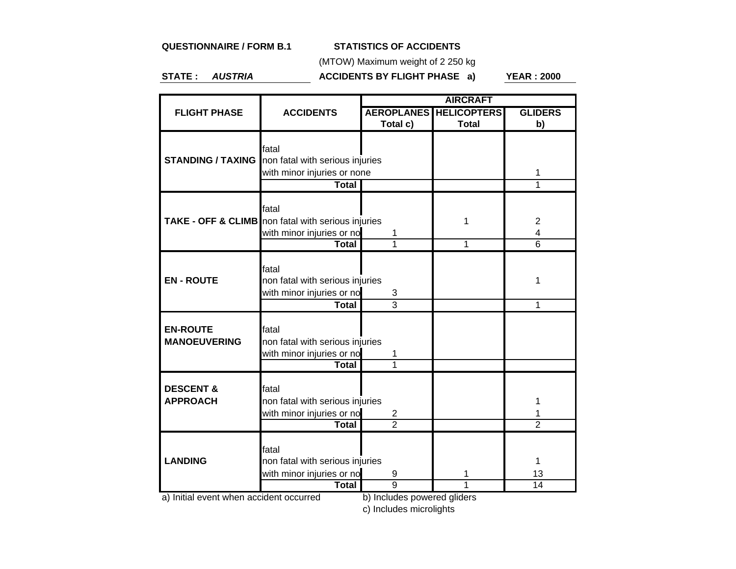**QUESTIONNAIRE / FORM B.1** **STATISTICS OF ACCIDENTS**

(MTOW) Maximum weight of 2 250 kg

**STATE :** ***AUSTRIA*** **ACCIDENTS BY FLIGHT PHASE a)** **YEAR : 2000**

| FLIGHT PHASE | ACCIDENTS | AIRCRAFT | | |
|---|---|---|---|---|
| | | AEROPLANES Total c) | HELICOPTERS Total | GLIDERS b) |
| STANDING / TAXING | fatal | | | |
| | non fatal with serious injuries | | | |
| | with minor injuries or none | | | 1 |
| | **Total** | | | 1 |
| TAKE - OFF & CLIMB | fatal | | | |
| | non fatal with serious injuries | | 1 | 2 |
| | with minor injuries or no | 1 | | 4 |
| | **Total** | 1 | 1 | 6 |
| EN - ROUTE | fatal | | | |
| | non fatal with serious injuries | | | 1 |
| | with minor injuries or no | 3 | | |
| | **Total** | 3 | | 1 |
| EN-ROUTE MANOEUVERING | fatal | | | |
| | non fatal with serious injuries | | | |
| | with minor injuries or no | 1 | | |
| | **Total** | 1 | | |
| DESCENT & APPROACH | fatal | | | |
| | non fatal with serious injuries | | | 1 |
| | with minor injuries or no | 2 | | 1 |
| | **Total** | 2 | | 2 |
| LANDING | fatal | | | |
| | non fatal with serious injuries | | | 1 |
| | with minor injuries or no | 9 | 1 | 13 |
| | **Total** | 9 | 1 | 14 |

a) Initial event when accident occurred

b) Includes powered gliders

c) Includes microlights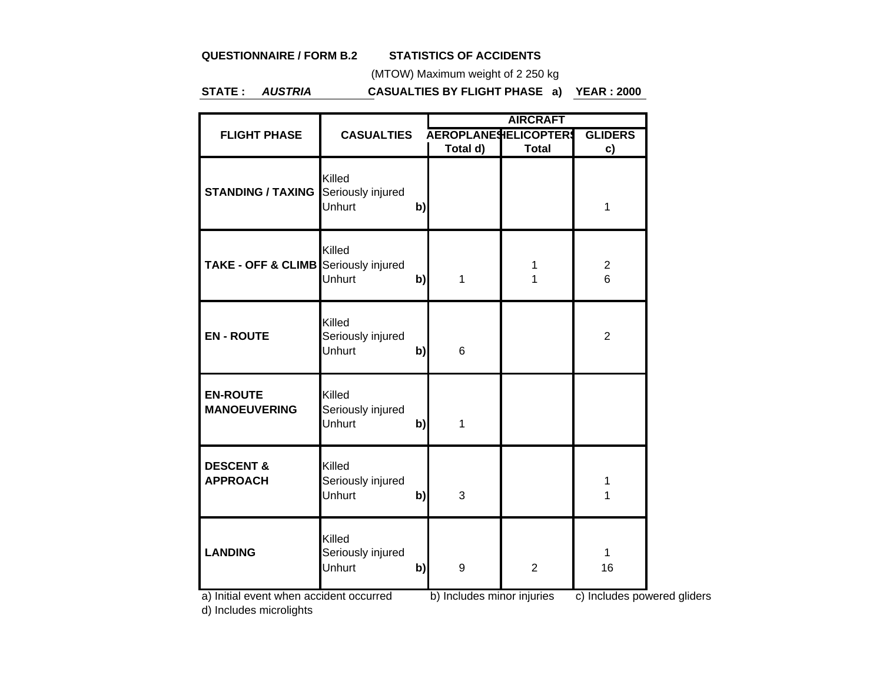**QUESTIONNAIRE / FORM B.2 STATISTICS OF ACCIDENTS**

(MTOW) Maximum weight of 2 250 kg

**STATE : *AUSTRIA*** **CASUALTIES BY FLIGHT PHASE a)** **YEAR : 2000**

| FLIGHT PHASE | CASUALTIES | | AIRCRAFT | | |
|---|---|---|---|---|---|
| | | | AEROPLANES Total d) | HELICOPTERS Total | GLIDERS c) |
| **STANDING / TAXING** | Killed | | | | |
| | Seriously injured | | | | |
| | Unhurt | **b)** | | | 1 |
| **TAKE - OFF & CLIMB** | Killed | | | | |
| | Seriously injured | | | 1 | 2 |
| | Unhurt | **b)** | 1 | 1 | 6 |
| **EN - ROUTE** | Killed | | | | |
| | Seriously injured | | | | 2 |
| | Unhurt | **b)** | 6 | | |
| **EN-ROUTE MANOEUVERING** | Killed | | | | |
| | Seriously injured | | | | |
| | Unhurt | **b)** | 1 | | |
| **DESCENT & APPROACH** | Killed | | | | |
| | Seriously injured | | | | 1 |
| | Unhurt | **b)** | 3 | | 1 |
| **LANDING** | Killed | | | | |
| | Seriously injured | | | | 1 |
| | Unhurt | **b)** | 9 | 2 | 16 |

a) Initial event when accident occurred b) Includes minor injuries c) Includes powered gliders
d) Includes microlights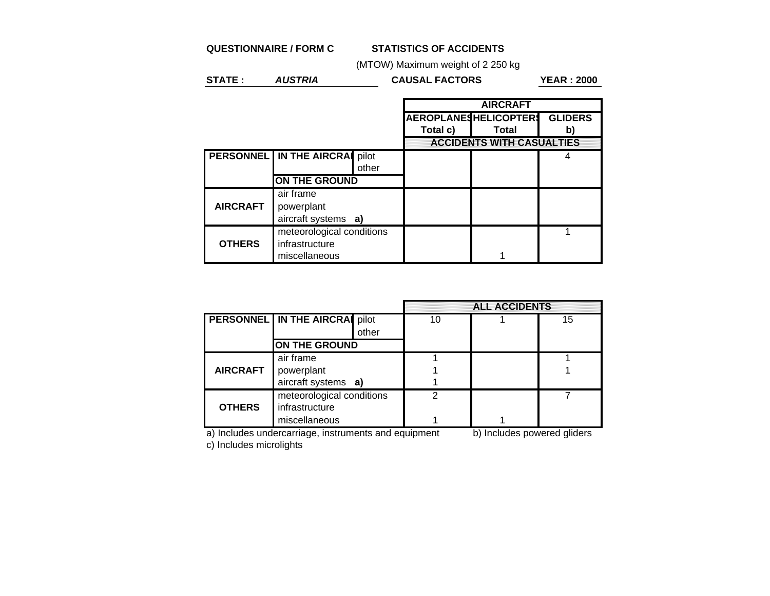**QUESTIONNAIRE / FORM C** **STATISTICS OF ACCIDENTS**

(MTOW) Maximum weight of 2 250 kg

**STATE :** ***AUSTRIA*** **CAUSAL FACTORS** **YEAR : 2000**

| | | | AIRCRAFT | | |
|---|---|---|---|---|---|
| | | | AEROPLANES Total c) | HELICOPTERS Total | GLIDERS b) |
| | | | ACCIDENTS WITH CASUALTIES | | |
| **PERSONNEL** | **IN THE AIRCRAFT** | pilot | | | 4 |
| | | other | | | |
| | **ON THE GROUND** | | | | |
| **AIRCRAFT** | air frame | | | | |
| | powerplant | | | | |
| | aircraft systems **a)** | | | | |
| **OTHERS** | meteorological conditions | | | | 1 |
| | infrastructure | | | | |
| | miscellaneous | | | 1 | |

| | | | ALL ACCIDENTS | | |
|---|---|---|---|---|---|
| **PERSONNEL** | **IN THE AIRCRAFT** | pilot | 10 | 1 | 15 |
| | | other | | | |
| | **ON THE GROUND** | | | | |
| **AIRCRAFT** | air frame | | 1 | | 1 |
| | powerplant | | 1 | | 1 |
| | aircraft systems **a)** | | 1 | | |
| **OTHERS** | meteorological conditions | | 2 | | 7 |
| | infrastructure | | | | |
| | miscellaneous | | 1 | 1 | |

a) Includes undercarriage, instruments and equipment

b) Includes powered gliders

c) Includes microlights